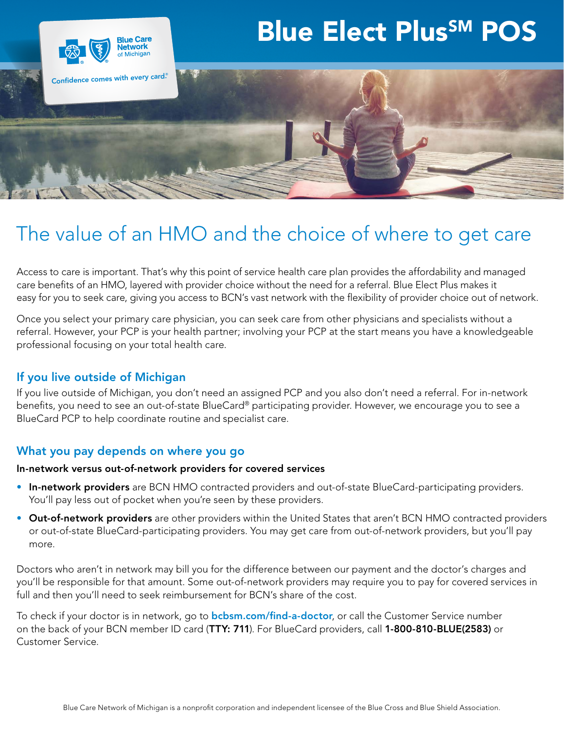# Blue Elect Plus℠ POS

Blue Care Network of Michigan

Confidence comes with every card.®

## The value of an HMO and the choice of where to get care

Access to care is important. That's why this point of service health care plan provides the affordability and managed care benefits of an HMO, layered with provider choice without the need for a referral. Blue Elect Plus makes it easy for you to seek care, giving you access to BCN's vast network with the flexibility of provider choice out of network.

Once you select your primary care physician, you can seek care from other physicians and specialists without a referral. However, your PCP is your health partner; involving your PCP at the start means you have a knowledgeable professional focusing on your total health care.

### If you live outside of Michigan

If you live outside of Michigan, you don't need an assigned PCP and you also don't need a referral. For in-network benefits, you need to see an out-of-state BlueCard® participating provider. However, we encourage you to see a BlueCard PCP to help coordinate routine and specialist care.

### What you pay depends on where you go

**In-network versus out-of-network providers for covered services**

- **In-network providers** are BCN HMO contracted providers and out-of-state BlueCard-participating providers. You'll pay less out of pocket when you're seen by these providers.
- **Out-of-network providers** are other providers within the United States that aren't BCN HMO contracted providers or out-of-state BlueCard-participating providers. You may get care from out-of-network providers, but you'll pay more.

Doctors who aren't in network may bill you for the difference between our payment and the doctor's charges and you'll be responsible for that amount. Some out-of-network providers may require you to pay for covered services in full and then you'll need to seek reimbursement for BCN's share of the cost.

To check if your doctor is in network, go to **bcbsm.com/find-a-doctor**, or call the Customer Service number on the back of your BCN member ID card (**TTY: 711**). For BlueCard providers, call **1-800-810-BLUE(2583)** or Customer Service.

Blue Care Network of Michigan is a nonprofit corporation and independent licensee of the Blue Cross and Blue Shield Association.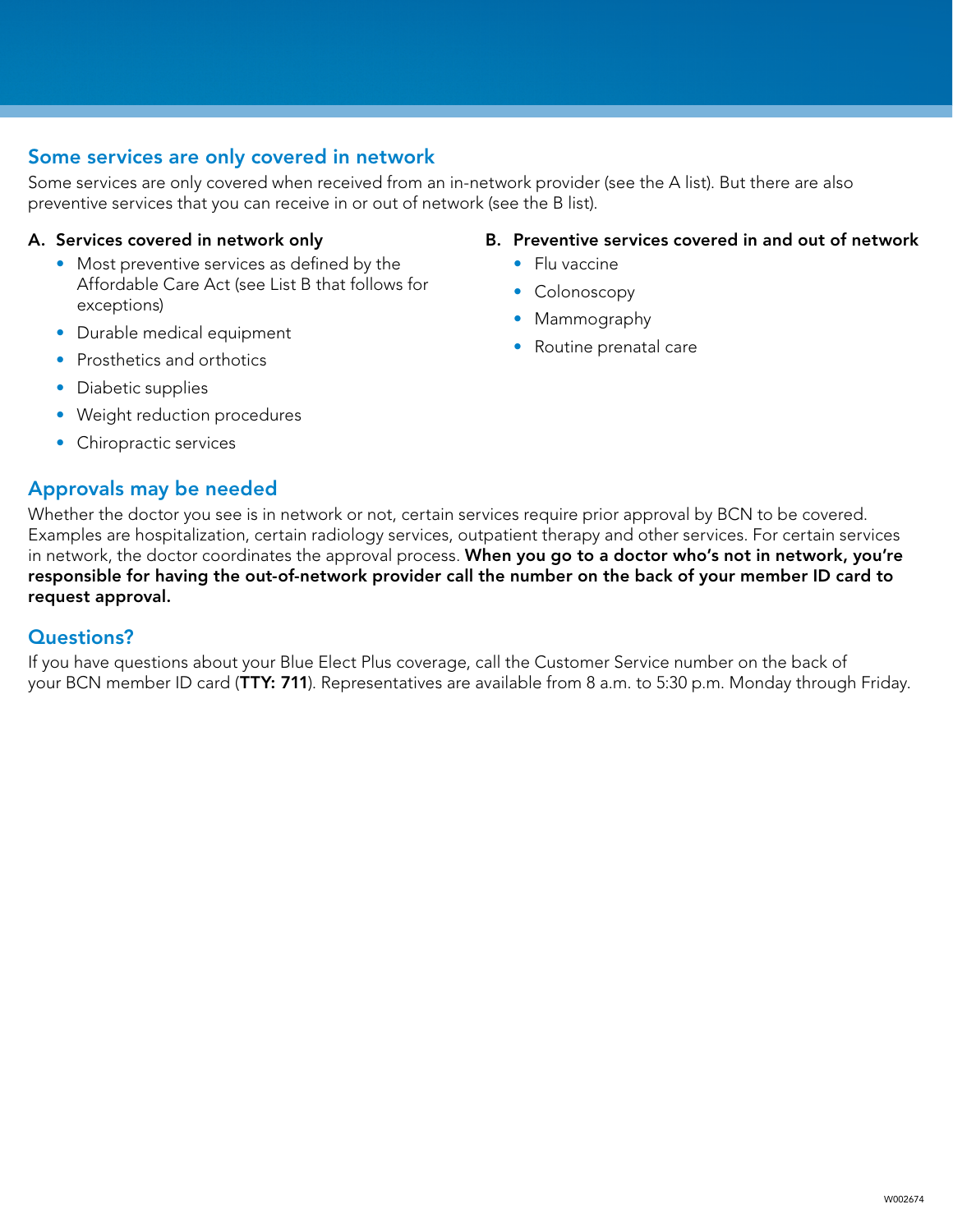## Some services are only covered in network

Some services are only covered when received from an in-network provider (see the A list). But there are also preventive services that you can receive in or out of network (see the B list).

**A. Services covered in network only**

- Most preventive services as defined by the Affordable Care Act (see List B that follows for exceptions)
- Durable medical equipment
- Prosthetics and orthotics
- Diabetic supplies
- Weight reduction procedures
- Chiropractic services

**B. Preventive services covered in and out of network**

- Flu vaccine
- Colonoscopy
- Mammography
- Routine prenatal care

## Approvals may be needed

Whether the doctor you see is in network or not, certain services require prior approval by BCN to be covered. Examples are hospitalization, certain radiology services, outpatient therapy and other services. For certain services in network, the doctor coordinates the approval process. **When you go to a doctor who's not in network, you're responsible for having the out-of-network provider call the number on the back of your member ID card to request approval.**

## Questions?

If you have questions about your Blue Elect Plus coverage, call the Customer Service number on the back of your BCN member ID card (**TTY: 711**). Representatives are available from 8 a.m. to 5:30 p.m. Monday through Friday.

W002674